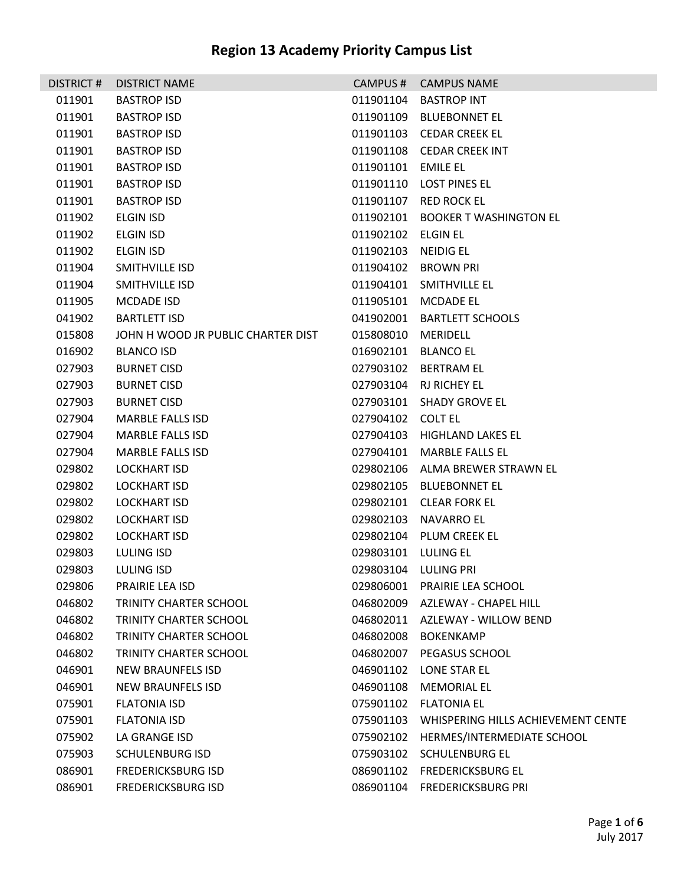# Region 13 Academy Priority Campus List

| DISTRICT # | DISTRICT NAME | CAMPUS # | CAMPUS NAME |
|---|---|---|---|
| 011901 | BASTROP ISD | 011901104 | BASTROP INT |
| 011901 | BASTROP ISD | 011901109 | BLUEBONNET EL |
| 011901 | BASTROP ISD | 011901103 | CEDAR CREEK EL |
| 011901 | BASTROP ISD | 011901108 | CEDAR CREEK INT |
| 011901 | BASTROP ISD | 011901101 | EMILE EL |
| 011901 | BASTROP ISD | 011901110 | LOST PINES EL |
| 011901 | BASTROP ISD | 011901107 | RED ROCK EL |
| 011902 | ELGIN ISD | 011902101 | BOOKER T WASHINGTON EL |
| 011902 | ELGIN ISD | 011902102 | ELGIN EL |
| 011902 | ELGIN ISD | 011902103 | NEIDIG EL |
| 011904 | SMITHVILLE ISD | 011904102 | BROWN PRI |
| 011904 | SMITHVILLE ISD | 011904101 | SMITHVILLE EL |
| 011905 | MCDADE ISD | 011905101 | MCDADE EL |
| 041902 | BARTLETT ISD | 041902001 | BARTLETT SCHOOLS |
| 015808 | JOHN H WOOD JR PUBLIC CHARTER DIST | 015808010 | MERIDELL |
| 016902 | BLANCO ISD | 016902101 | BLANCO EL |
| 027903 | BURNET CISD | 027903102 | BERTRAM EL |
| 027903 | BURNET CISD | 027903104 | RJ RICHEY EL |
| 027903 | BURNET CISD | 027903101 | SHADY GROVE EL |
| 027904 | MARBLE FALLS ISD | 027904102 | COLT EL |
| 027904 | MARBLE FALLS ISD | 027904103 | HIGHLAND LAKES EL |
| 027904 | MARBLE FALLS ISD | 027904101 | MARBLE FALLS EL |
| 029802 | LOCKHART ISD | 029802106 | ALMA BREWER STRAWN EL |
| 029802 | LOCKHART ISD | 029802105 | BLUEBONNET EL |
| 029802 | LOCKHART ISD | 029802101 | CLEAR FORK EL |
| 029802 | LOCKHART ISD | 029802103 | NAVARRO EL |
| 029802 | LOCKHART ISD | 029802104 | PLUM CREEK EL |
| 029803 | LULING ISD | 029803101 | LULING EL |
| 029803 | LULING ISD | 029803104 | LULING PRI |
| 029806 | PRAIRIE LEA ISD | 029806001 | PRAIRIE LEA SCHOOL |
| 046802 | TRINITY CHARTER SCHOOL | 046802009 | AZLEWAY - CHAPEL HILL |
| 046802 | TRINITY CHARTER SCHOOL | 046802011 | AZLEWAY - WILLOW BEND |
| 046802 | TRINITY CHARTER SCHOOL | 046802008 | BOKENKAMP |
| 046802 | TRINITY CHARTER SCHOOL | 046802007 | PEGASUS SCHOOL |
| 046901 | NEW BRAUNFELS ISD | 046901102 | LONE STAR EL |
| 046901 | NEW BRAUNFELS ISD | 046901108 | MEMORIAL EL |
| 075901 | FLATONIA ISD | 075901102 | FLATONIA EL |
| 075901 | FLATONIA ISD | 075901103 | WHISPERING HILLS ACHIEVEMENT CENTE |
| 075902 | LA GRANGE ISD | 075902102 | HERMES/INTERMEDIATE SCHOOL |
| 075903 | SCHULENBURG ISD | 075903102 | SCHULENBURG EL |
| 086901 | FREDERICKSBURG ISD | 086901102 | FREDERICKSBURG EL |
| 086901 | FREDERICKSBURG ISD | 086901104 | FREDERICKSBURG PRI |

July 2017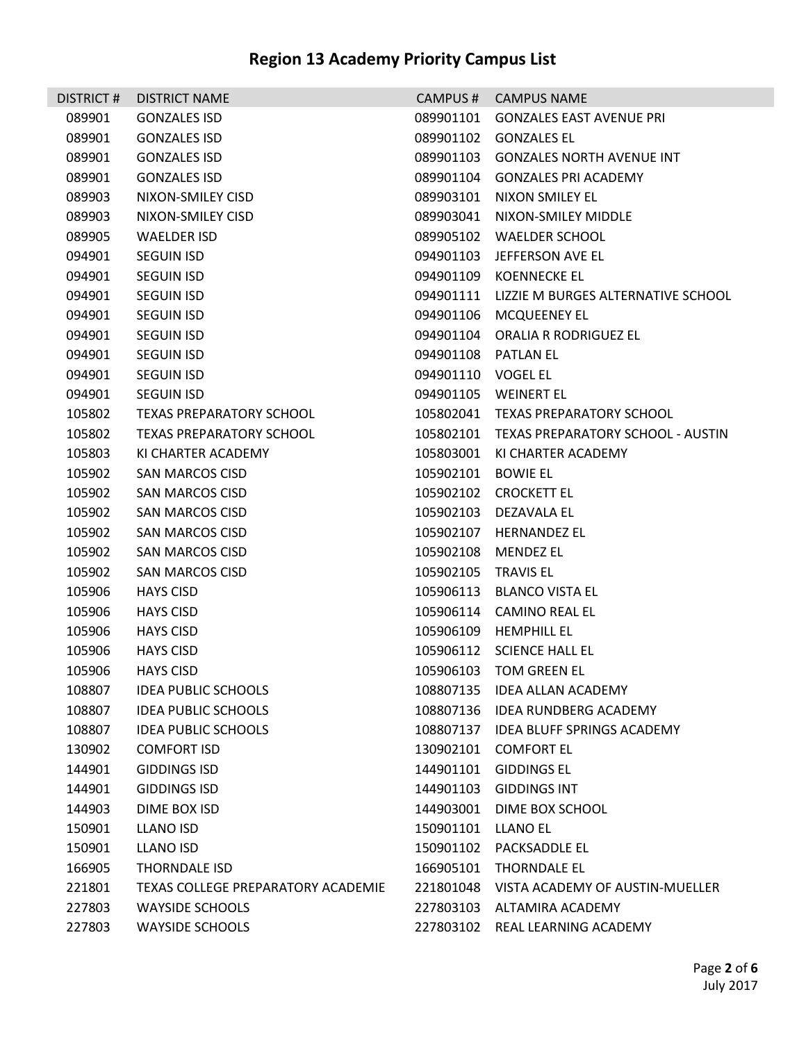# Region 13 Academy Priority Campus List

| DISTRICT # | DISTRICT NAME | CAMPUS # | CAMPUS NAME |
|---|---|---|---|
| 089901 | GONZALES ISD | 089901101 | GONZALES EAST AVENUE PRI |
| 089901 | GONZALES ISD | 089901102 | GONZALES EL |
| 089901 | GONZALES ISD | 089901103 | GONZALES NORTH AVENUE INT |
| 089901 | GONZALES ISD | 089901104 | GONZALES PRI ACADEMY |
| 089903 | NIXON-SMILEY CISD | 089903101 | NIXON SMILEY EL |
| 089903 | NIXON-SMILEY CISD | 089903041 | NIXON-SMILEY MIDDLE |
| 089905 | WAELDER ISD | 089905102 | WAELDER SCHOOL |
| 094901 | SEGUIN ISD | 094901103 | JEFFERSON AVE EL |
| 094901 | SEGUIN ISD | 094901109 | KOENNECKE EL |
| 094901 | SEGUIN ISD | 094901111 | LIZZIE M BURGES ALTERNATIVE SCHOOL |
| 094901 | SEGUIN ISD | 094901106 | MCQUEENEY EL |
| 094901 | SEGUIN ISD | 094901104 | ORALIA R RODRIGUEZ EL |
| 094901 | SEGUIN ISD | 094901108 | PATLAN EL |
| 094901 | SEGUIN ISD | 094901110 | VOGEL EL |
| 094901 | SEGUIN ISD | 094901105 | WEINERT EL |
| 105802 | TEXAS PREPARATORY SCHOOL | 105802041 | TEXAS PREPARATORY SCHOOL |
| 105802 | TEXAS PREPARATORY SCHOOL | 105802101 | TEXAS PREPARATORY SCHOOL - AUSTIN |
| 105803 | KI CHARTER ACADEMY | 105803001 | KI CHARTER ACADEMY |
| 105902 | SAN MARCOS CISD | 105902101 | BOWIE EL |
| 105902 | SAN MARCOS CISD | 105902102 | CROCKETT EL |
| 105902 | SAN MARCOS CISD | 105902103 | DEZAVALA EL |
| 105902 | SAN MARCOS CISD | 105902107 | HERNANDEZ EL |
| 105902 | SAN MARCOS CISD | 105902108 | MENDEZ EL |
| 105902 | SAN MARCOS CISD | 105902105 | TRAVIS EL |
| 105906 | HAYS CISD | 105906113 | BLANCO VISTA EL |
| 105906 | HAYS CISD | 105906114 | CAMINO REAL EL |
| 105906 | HAYS CISD | 105906109 | HEMPHILL EL |
| 105906 | HAYS CISD | 105906112 | SCIENCE HALL EL |
| 105906 | HAYS CISD | 105906103 | TOM GREEN EL |
| 108807 | IDEA PUBLIC SCHOOLS | 108807135 | IDEA ALLAN ACADEMY |
| 108807 | IDEA PUBLIC SCHOOLS | 108807136 | IDEA RUNDBERG ACADEMY |
| 108807 | IDEA PUBLIC SCHOOLS | 108807137 | IDEA BLUFF SPRINGS ACADEMY |
| 130902 | COMFORT ISD | 130902101 | COMFORT EL |
| 144901 | GIDDINGS ISD | 144901101 | GIDDINGS EL |
| 144901 | GIDDINGS ISD | 144901103 | GIDDINGS INT |
| 144903 | DIME BOX ISD | 144903001 | DIME BOX SCHOOL |
| 150901 | LLANO ISD | 150901101 | LLANO EL |
| 150901 | LLANO ISD | 150901102 | PACKSADDLE EL |
| 166905 | THORNDALE ISD | 166905101 | THORNDALE EL |
| 221801 | TEXAS COLLEGE PREPARATORY ACADEMIE | 221801048 | VISTA ACADEMY OF AUSTIN-MUELLER |
| 227803 | WAYSIDE SCHOOLS | 227803103 | ALTAMIRA ACADEMY |
| 227803 | WAYSIDE SCHOOLS | 227803102 | REAL LEARNING ACADEMY |

July 2017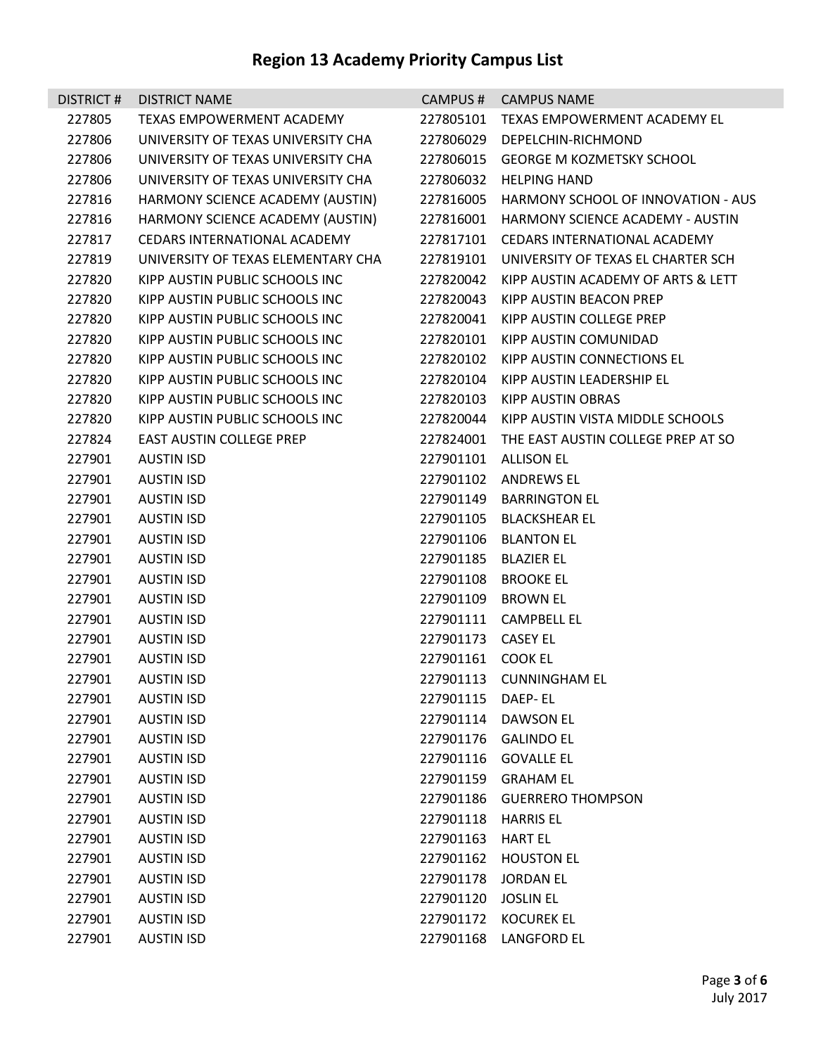# Region 13 Academy Priority Campus List

| DISTRICT # | DISTRICT NAME | CAMPUS # | CAMPUS NAME |
|---|---|---|---|
| 227805 | TEXAS EMPOWERMENT ACADEMY | 227805101 | TEXAS EMPOWERMENT ACADEMY EL |
| 227806 | UNIVERSITY OF TEXAS UNIVERSITY CHA | 227806029 | DEPELCHIN-RICHMOND |
| 227806 | UNIVERSITY OF TEXAS UNIVERSITY CHA | 227806015 | GEORGE M KOZMETSKY SCHOOL |
| 227806 | UNIVERSITY OF TEXAS UNIVERSITY CHA | 227806032 | HELPING HAND |
| 227816 | HARMONY SCIENCE ACADEMY (AUSTIN) | 227816005 | HARMONY SCHOOL OF INNOVATION - AUS |
| 227816 | HARMONY SCIENCE ACADEMY (AUSTIN) | 227816001 | HARMONY SCIENCE ACADEMY - AUSTIN |
| 227817 | CEDARS INTERNATIONAL ACADEMY | 227817101 | CEDARS INTERNATIONAL ACADEMY |
| 227819 | UNIVERSITY OF TEXAS ELEMENTARY CHA | 227819101 | UNIVERSITY OF TEXAS EL CHARTER SCH |
| 227820 | KIPP AUSTIN PUBLIC SCHOOLS INC | 227820042 | KIPP AUSTIN ACADEMY OF ARTS & LETT |
| 227820 | KIPP AUSTIN PUBLIC SCHOOLS INC | 227820043 | KIPP AUSTIN BEACON PREP |
| 227820 | KIPP AUSTIN PUBLIC SCHOOLS INC | 227820041 | KIPP AUSTIN COLLEGE PREP |
| 227820 | KIPP AUSTIN PUBLIC SCHOOLS INC | 227820101 | KIPP AUSTIN COMUNIDAD |
| 227820 | KIPP AUSTIN PUBLIC SCHOOLS INC | 227820102 | KIPP AUSTIN CONNECTIONS EL |
| 227820 | KIPP AUSTIN PUBLIC SCHOOLS INC | 227820104 | KIPP AUSTIN LEADERSHIP EL |
| 227820 | KIPP AUSTIN PUBLIC SCHOOLS INC | 227820103 | KIPP AUSTIN OBRAS |
| 227820 | KIPP AUSTIN PUBLIC SCHOOLS INC | 227820044 | KIPP AUSTIN VISTA MIDDLE SCHOOLS |
| 227824 | EAST AUSTIN COLLEGE PREP | 227824001 | THE EAST AUSTIN COLLEGE PREP AT SO |
| 227901 | AUSTIN ISD | 227901101 | ALLISON EL |
| 227901 | AUSTIN ISD | 227901102 | ANDREWS EL |
| 227901 | AUSTIN ISD | 227901149 | BARRINGTON EL |
| 227901 | AUSTIN ISD | 227901105 | BLACKSHEAR EL |
| 227901 | AUSTIN ISD | 227901106 | BLANTON EL |
| 227901 | AUSTIN ISD | 227901185 | BLAZIER EL |
| 227901 | AUSTIN ISD | 227901108 | BROOKE EL |
| 227901 | AUSTIN ISD | 227901109 | BROWN EL |
| 227901 | AUSTIN ISD | 227901111 | CAMPBELL EL |
| 227901 | AUSTIN ISD | 227901173 | CASEY EL |
| 227901 | AUSTIN ISD | 227901161 | COOK EL |
| 227901 | AUSTIN ISD | 227901113 | CUNNINGHAM EL |
| 227901 | AUSTIN ISD | 227901115 | DAEP- EL |
| 227901 | AUSTIN ISD | 227901114 | DAWSON EL |
| 227901 | AUSTIN ISD | 227901176 | GALINDO EL |
| 227901 | AUSTIN ISD | 227901116 | GOVALLE EL |
| 227901 | AUSTIN ISD | 227901159 | GRAHAM EL |
| 227901 | AUSTIN ISD | 227901186 | GUERRERO THOMPSON |
| 227901 | AUSTIN ISD | 227901118 | HARRIS EL |
| 227901 | AUSTIN ISD | 227901163 | HART EL |
| 227901 | AUSTIN ISD | 227901162 | HOUSTON EL |
| 227901 | AUSTIN ISD | 227901178 | JORDAN EL |
| 227901 | AUSTIN ISD | 227901120 | JOSLIN EL |
| 227901 | AUSTIN ISD | 227901172 | KOCUREK EL |
| 227901 | AUSTIN ISD | 227901168 | LANGFORD EL |

July 2017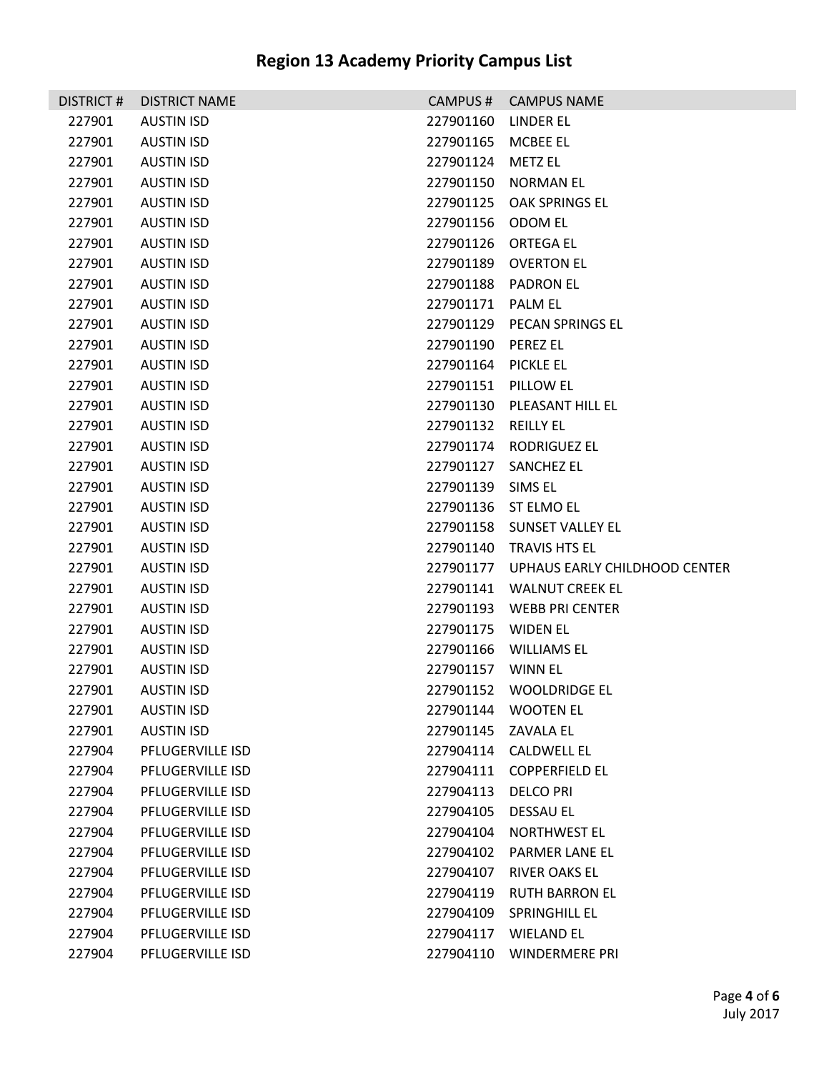## Region 13 Academy Priority Campus List

| DISTRICT # | DISTRICT NAME | CAMPUS # | CAMPUS NAME |
|---|---|---|---|
| 227901 | AUSTIN ISD | 227901160 | LINDER EL |
| 227901 | AUSTIN ISD | 227901165 | MCBEE EL |
| 227901 | AUSTIN ISD | 227901124 | METZ EL |
| 227901 | AUSTIN ISD | 227901150 | NORMAN EL |
| 227901 | AUSTIN ISD | 227901125 | OAK SPRINGS EL |
| 227901 | AUSTIN ISD | 227901156 | ODOM EL |
| 227901 | AUSTIN ISD | 227901126 | ORTEGA EL |
| 227901 | AUSTIN ISD | 227901189 | OVERTON EL |
| 227901 | AUSTIN ISD | 227901188 | PADRON EL |
| 227901 | AUSTIN ISD | 227901171 | PALM EL |
| 227901 | AUSTIN ISD | 227901129 | PECAN SPRINGS EL |
| 227901 | AUSTIN ISD | 227901190 | PEREZ EL |
| 227901 | AUSTIN ISD | 227901164 | PICKLE EL |
| 227901 | AUSTIN ISD | 227901151 | PILLOW EL |
| 227901 | AUSTIN ISD | 227901130 | PLEASANT HILL EL |
| 227901 | AUSTIN ISD | 227901132 | REILLY EL |
| 227901 | AUSTIN ISD | 227901174 | RODRIGUEZ EL |
| 227901 | AUSTIN ISD | 227901127 | SANCHEZ EL |
| 227901 | AUSTIN ISD | 227901139 | SIMS EL |
| 227901 | AUSTIN ISD | 227901136 | ST ELMO EL |
| 227901 | AUSTIN ISD | 227901158 | SUNSET VALLEY EL |
| 227901 | AUSTIN ISD | 227901140 | TRAVIS HTS EL |
| 227901 | AUSTIN ISD | 227901177 | UPHAUS EARLY CHILDHOOD CENTER |
| 227901 | AUSTIN ISD | 227901141 | WALNUT CREEK EL |
| 227901 | AUSTIN ISD | 227901193 | WEBB PRI CENTER |
| 227901 | AUSTIN ISD | 227901175 | WIDEN EL |
| 227901 | AUSTIN ISD | 227901166 | WILLIAMS EL |
| 227901 | AUSTIN ISD | 227901157 | WINN EL |
| 227901 | AUSTIN ISD | 227901152 | WOOLDRIDGE EL |
| 227901 | AUSTIN ISD | 227901144 | WOOTEN EL |
| 227901 | AUSTIN ISD | 227901145 | ZAVALA EL |
| 227904 | PFLUGERVILLE ISD | 227904114 | CALDWELL EL |
| 227904 | PFLUGERVILLE ISD | 227904111 | COPPERFIELD EL |
| 227904 | PFLUGERVILLE ISD | 227904113 | DELCO PRI |
| 227904 | PFLUGERVILLE ISD | 227904105 | DESSAU EL |
| 227904 | PFLUGERVILLE ISD | 227904104 | NORTHWEST EL |
| 227904 | PFLUGERVILLE ISD | 227904102 | PARMER LANE EL |
| 227904 | PFLUGERVILLE ISD | 227904107 | RIVER OAKS EL |
| 227904 | PFLUGERVILLE ISD | 227904119 | RUTH BARRON EL |
| 227904 | PFLUGERVILLE ISD | 227904109 | SPRINGHILL EL |
| 227904 | PFLUGERVILLE ISD | 227904117 | WIELAND EL |
| 227904 | PFLUGERVILLE ISD | 227904110 | WINDERMERE PRI |

July 2017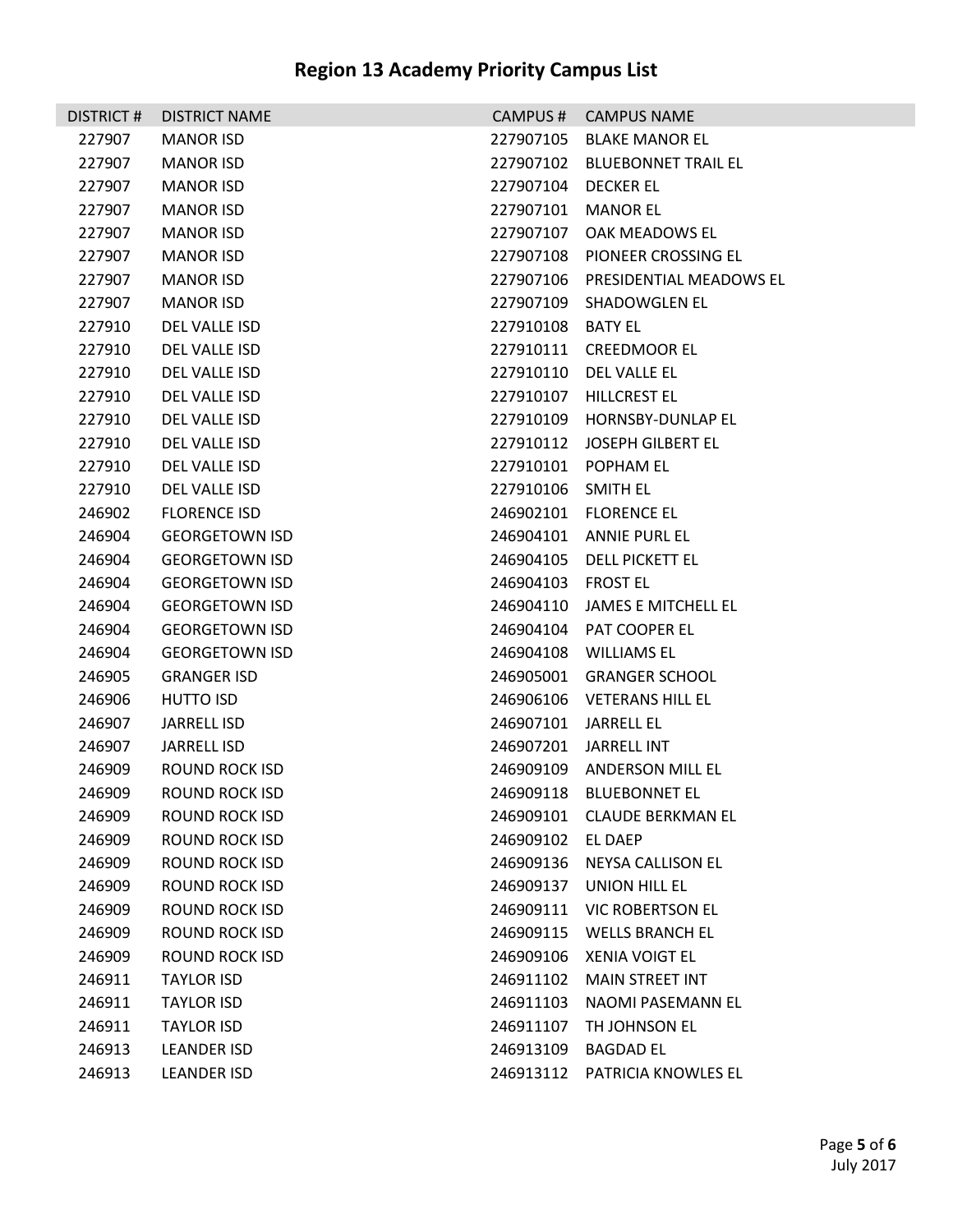# Region 13 Academy Priority Campus List

| DISTRICT # | DISTRICT NAME | CAMPUS # | CAMPUS NAME |
|---|---|---|---|
| 227907 | MANOR ISD | 227907105 | BLAKE MANOR EL |
| 227907 | MANOR ISD | 227907102 | BLUEBONNET TRAIL EL |
| 227907 | MANOR ISD | 227907104 | DECKER EL |
| 227907 | MANOR ISD | 227907101 | MANOR EL |
| 227907 | MANOR ISD | 227907107 | OAK MEADOWS EL |
| 227907 | MANOR ISD | 227907108 | PIONEER CROSSING EL |
| 227907 | MANOR ISD | 227907106 | PRESIDENTIAL MEADOWS EL |
| 227907 | MANOR ISD | 227907109 | SHADOWGLEN EL |
| 227910 | DEL VALLE ISD | 227910108 | BATY EL |
| 227910 | DEL VALLE ISD | 227910111 | CREEDMOOR EL |
| 227910 | DEL VALLE ISD | 227910110 | DEL VALLE EL |
| 227910 | DEL VALLE ISD | 227910107 | HILLCREST EL |
| 227910 | DEL VALLE ISD | 227910109 | HORNSBY-DUNLAP EL |
| 227910 | DEL VALLE ISD | 227910112 | JOSEPH GILBERT EL |
| 227910 | DEL VALLE ISD | 227910101 | POPHAM EL |
| 227910 | DEL VALLE ISD | 227910106 | SMITH EL |
| 246902 | FLORENCE ISD | 246902101 | FLORENCE EL |
| 246904 | GEORGETOWN ISD | 246904101 | ANNIE PURL EL |
| 246904 | GEORGETOWN ISD | 246904105 | DELL PICKETT EL |
| 246904 | GEORGETOWN ISD | 246904103 | FROST EL |
| 246904 | GEORGETOWN ISD | 246904110 | JAMES E MITCHELL EL |
| 246904 | GEORGETOWN ISD | 246904104 | PAT COOPER EL |
| 246904 | GEORGETOWN ISD | 246904108 | WILLIAMS EL |
| 246905 | GRANGER ISD | 246905001 | GRANGER SCHOOL |
| 246906 | HUTTO ISD | 246906106 | VETERANS HILL EL |
| 246907 | JARRELL ISD | 246907101 | JARRELL EL |
| 246907 | JARRELL ISD | 246907201 | JARRELL INT |
| 246909 | ROUND ROCK ISD | 246909109 | ANDERSON MILL EL |
| 246909 | ROUND ROCK ISD | 246909118 | BLUEBONNET EL |
| 246909 | ROUND ROCK ISD | 246909101 | CLAUDE BERKMAN EL |
| 246909 | ROUND ROCK ISD | 246909102 | EL DAEP |
| 246909 | ROUND ROCK ISD | 246909136 | NEYSA CALLISON EL |
| 246909 | ROUND ROCK ISD | 246909137 | UNION HILL EL |
| 246909 | ROUND ROCK ISD | 246909111 | VIC ROBERTSON EL |
| 246909 | ROUND ROCK ISD | 246909115 | WELLS BRANCH EL |
| 246909 | ROUND ROCK ISD | 246909106 | XENIA VOIGT EL |
| 246911 | TAYLOR ISD | 246911102 | MAIN STREET INT |
| 246911 | TAYLOR ISD | 246911103 | NAOMI PASEMANN EL |
| 246911 | TAYLOR ISD | 246911107 | TH JOHNSON EL |
| 246913 | LEANDER ISD | 246913109 | BAGDAD EL |
| 246913 | LEANDER ISD | 246913112 | PATRICIA KNOWLES EL |

July 2017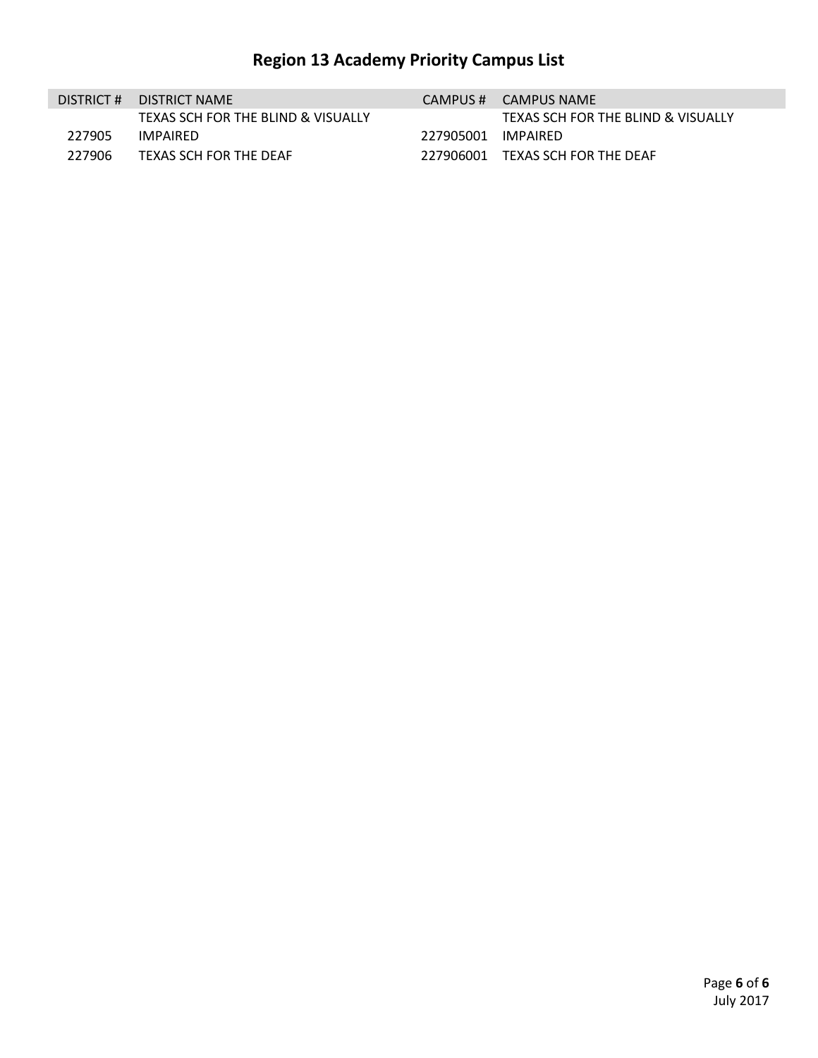# Region 13 Academy Priority Campus List

| DISTRICT # | DISTRICT NAME | CAMPUS # | CAMPUS NAME |
|---|---|---|---|
| 227905 | TEXAS SCH FOR THE BLIND & VISUALLY IMPAIRED | 227905001 | TEXAS SCH FOR THE BLIND & VISUALLY IMPAIRED |
| 227906 | TEXAS SCH FOR THE DEAF | 227906001 | TEXAS SCH FOR THE DEAF |

July 2017